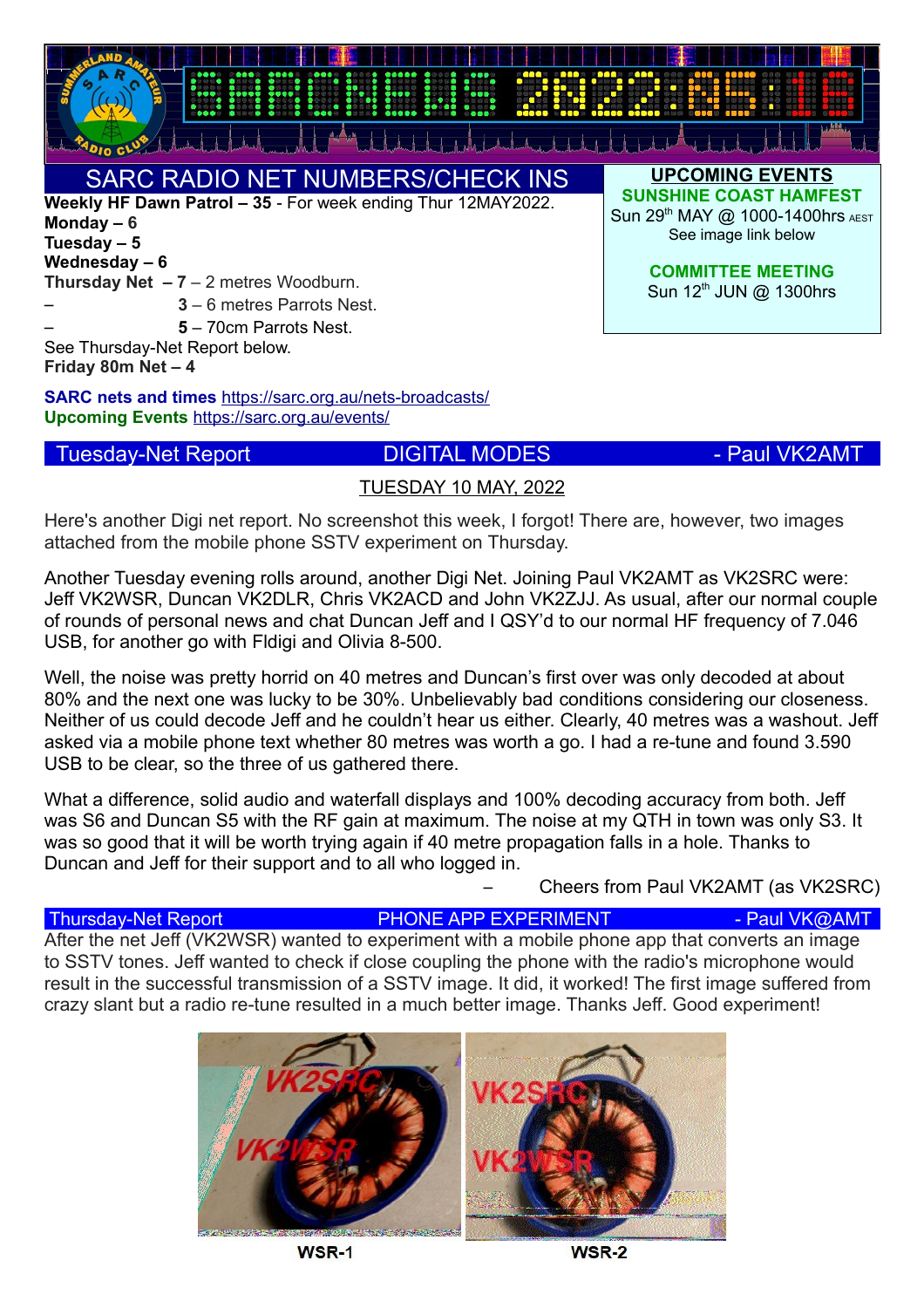# SARCNEWS 2022:05:16

## SARC RADIO NET NUMBERS/CHECK INS

**Weekly HF Dawn Patrol – 35** - For week ending Thur 12MAY2022.
**Monday – 6**
**Tuesday – 5**
**Wednesday – 6**
**Thursday Net – 7** – 2 metres Woodburn.
– **3** – 6 metres Parrots Nest.
– **5** – 70cm Parrots Nest.
See Thursday-Net Report below.
**Friday 80m Net – 4**

**SARC nets and times** https://sarc.org.au/nets-broadcasts/
**Upcoming Events** https://sarc.org.au/events/

## UPCOMING EVENTS

**SUNSHINE COAST HAMFEST**
Sun 29th MAY @ 1000-1400hrs AEST
See image link below

**COMMITTEE MEETING**
Sun 12th JUN @ 1300hrs

## Tuesday-Net Report — DIGITAL MODES — Paul VK2AMT

TUESDAY 10 MAY, 2022

Here's another Digi net report. No screenshot this week, I forgot! There are, however, two images attached from the mobile phone SSTV experiment on Thursday.

Another Tuesday evening rolls around, another Digi Net. Joining Paul VK2AMT as VK2SRC were: Jeff VK2WSR, Duncan VK2DLR, Chris VK2ACD and John VK2ZJJ. As usual, after our normal couple of rounds of personal news and chat Duncan Jeff and I QSY'd to our normal HF frequency of 7.046 USB, for another go with Fldigi and Olivia 8-500.

Well, the noise was pretty horrid on 40 metres and Duncan's first over was only decoded at about 80% and the next one was lucky to be 30%. Unbelievably bad conditions considering our closeness. Neither of us could decode Jeff and he couldn't hear us either. Clearly, 40 metres was a washout. Jeff asked via a mobile phone text whether 80 metres was worth a go. I had a re-tune and found 3.590 USB to be clear, so the three of us gathered there.

What a difference, solid audio and waterfall displays and 100% decoding accuracy from both. Jeff was S6 and Duncan S5 with the RF gain at maximum. The noise at my QTH in town was only S3. It was so good that it will be worth trying again if 40 metre propagation falls in a hole. Thanks to Duncan and Jeff for their support and to all who logged in.

– Cheers from Paul VK2AMT (as VK2SRC)

## Thursday-Net Report — PHONE APP EXPERIMENT — Paul VK@AMT

After the net Jeff (VK2WSR) wanted to experiment with a mobile phone app that converts an image to SSTV tones. Jeff wanted to check if close coupling the phone with the radio's microphone would result in the successful transmission of a SSTV image. It did, it worked! The first image suffered from crazy slant but a radio re-tune resulted in a much better image. Thanks Jeff. Good experiment!

WSR-1 WSR-2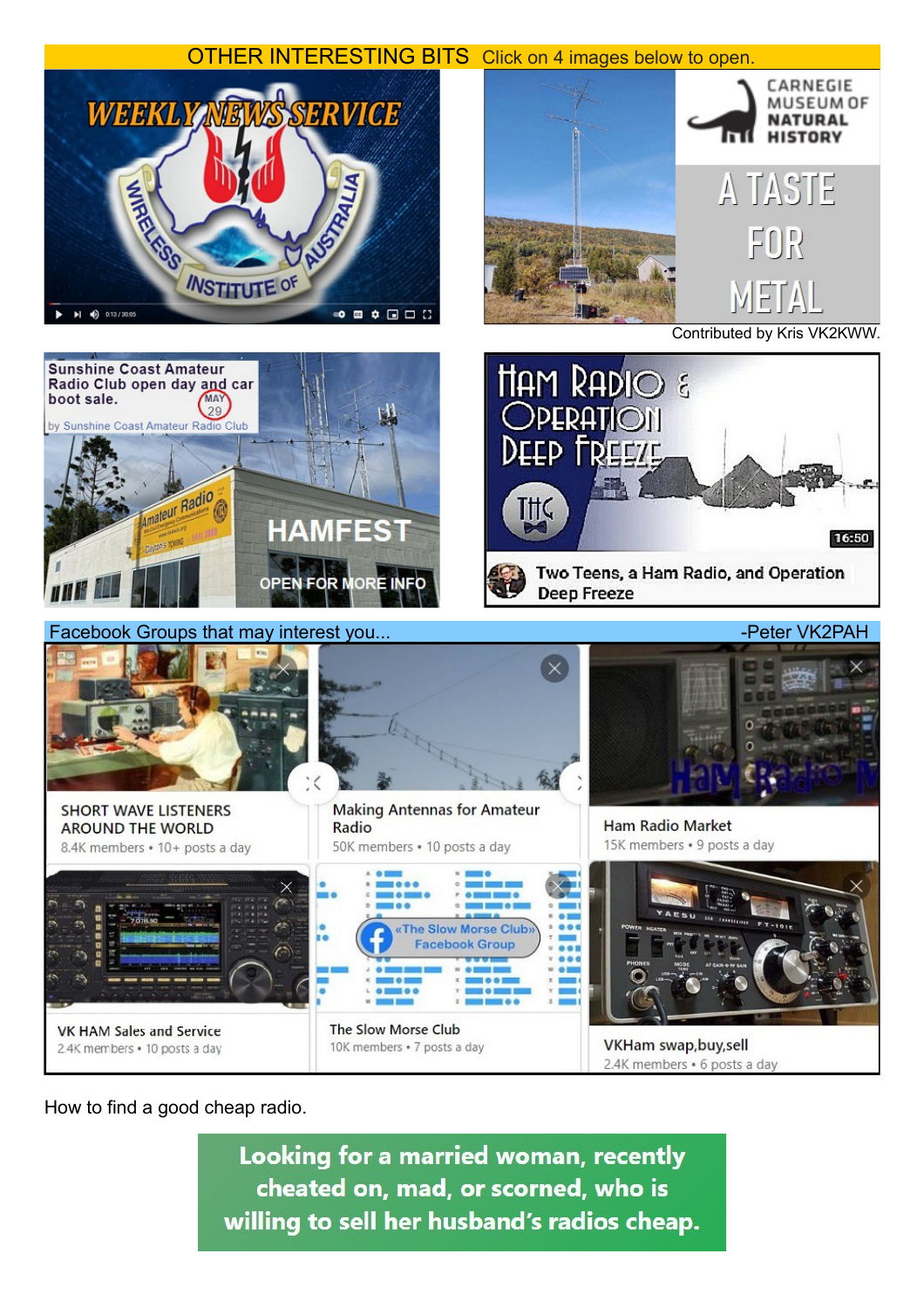## OTHER INTERESTING BITS

Click on 4 images below to open.

WEEKLY NEWS SERVICE — WIRELESS INSTITUTE OF AUSTRALIA

CARNEGIE MUSEUM OF NATURAL HISTORY — A TASTE FOR METAL

Contributed by Kris VK2KWW.

Sunshine Coast Amateur Radio Club open day and car boot sale. MAY 29 — by Sunshine Coast Amateur Radio Club

HAMFEST — OPEN FOR MORE INFO

Ham Radio & Operation Deep Freeze — Two Teens, a Ham Radio, and Operation Deep Freeze (16:50)

## Facebook Groups that may interest you...

-Peter VK2PAH

- SHORT WAVE LISTENERS AROUND THE WORLD — 8.4K members • 10+ posts a day
- Making Antennas for Amateur Radio — 50K members • 10 posts a day
- Ham Radio Market — 15K members • 9 posts a day
- VK HAM Sales and Service — 2.4K members • 10 posts a day
- The Slow Morse Club — 10K members • 7 posts a day
- VKHam swap,buy,sell — 2.4K members • 6 posts a day

How to find a good cheap radio.

**Looking for a married woman, recently cheated on, mad, or scorned, who is willing to sell her husband's radios cheap.**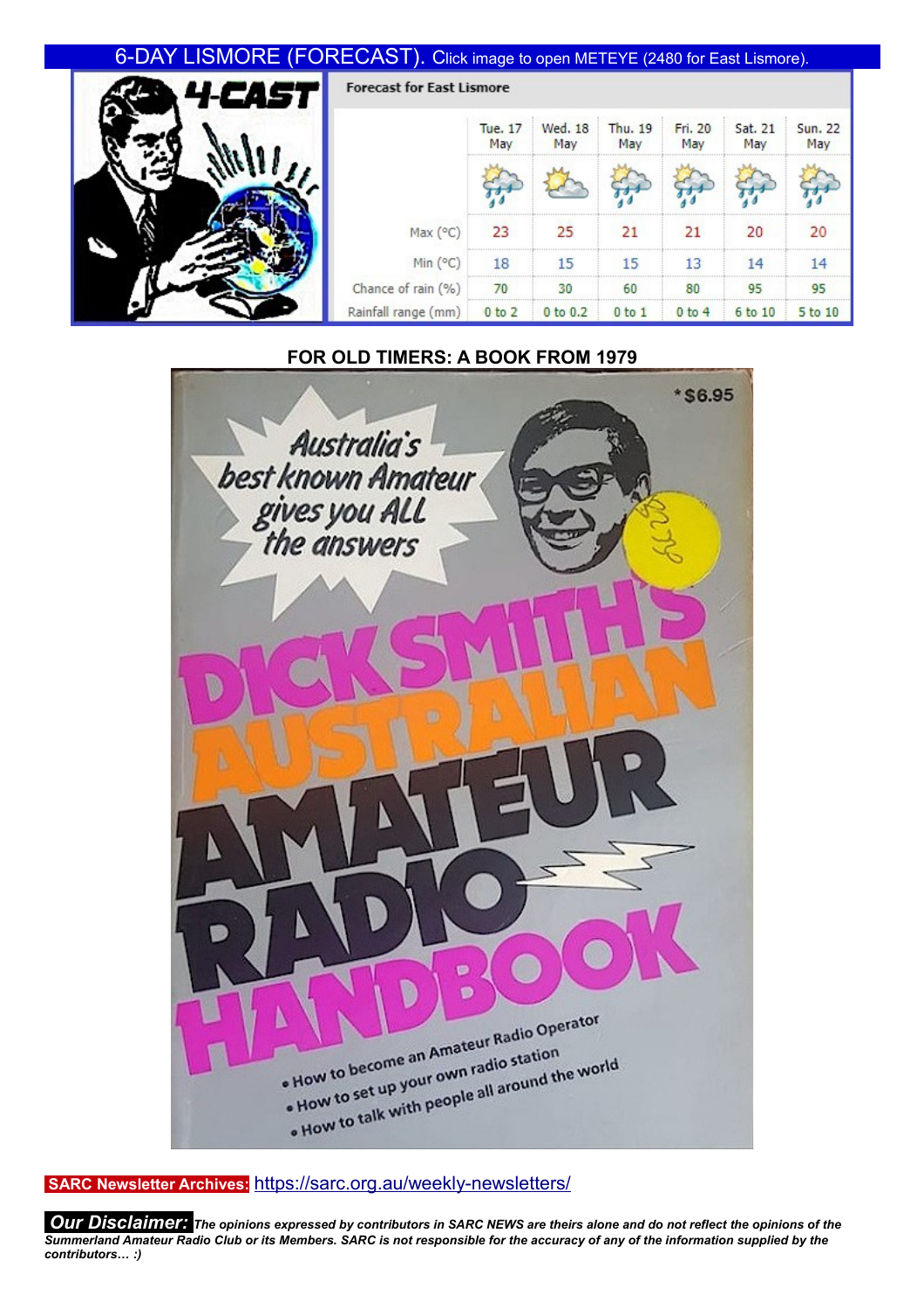## 6-DAY LISMORE (FORECAST). Click image to open METEYE (2480 for East Lismore).

Forecast for East Lismore

| | Tue. 17 May | Wed. 18 May | Thu. 19 May | Fri. 20 May | Sat. 21 May | Sun. 22 May |
|---|---|---|---|---|---|---|
| Max (°C) | 23 | 25 | 21 | 21 | 20 | 20 |
| Min (°C) | 18 | 15 | 15 | 13 | 14 | 14 |
| Chance of rain (%) | 70 | 30 | 60 | 80 | 95 | 95 |
| Rainfall range (mm) | 0 to 2 | 0 to 0.2 | 0 to 1 | 0 to 4 | 6 to 10 | 5 to 10 |

**FOR OLD TIMERS: A BOOK FROM 1979**

**SARC Newsletter Archives:** https://sarc.org.au/weekly-newsletters/

**Our Disclaimer:** *The opinions expressed by contributors in SARC NEWS are theirs alone and do not reflect the opinions of the Summerland Amateur Radio Club or its Members. SARC is not responsible for the accuracy of any of the information supplied by the contributors… :)*